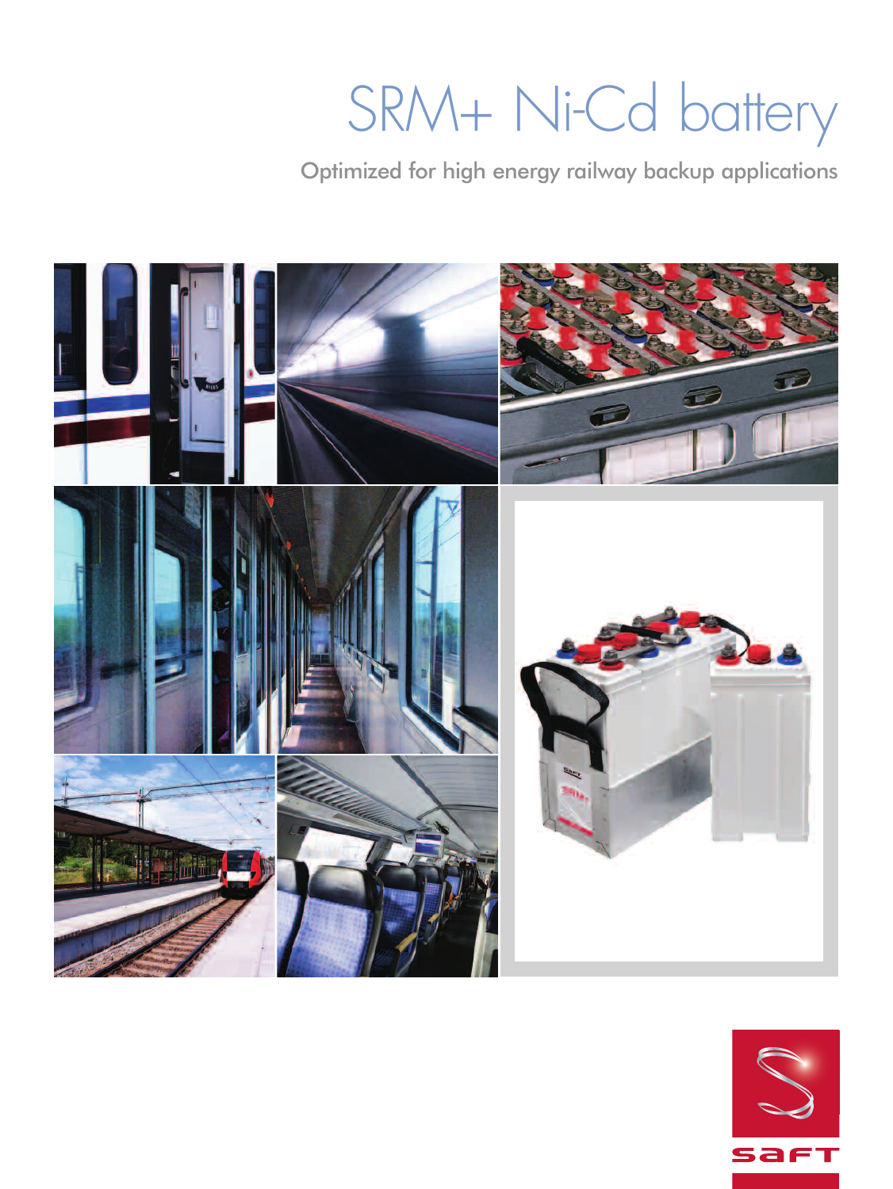# SRM+ Ni-Cd battery

Optimized for high energy railway backup applications

SAFT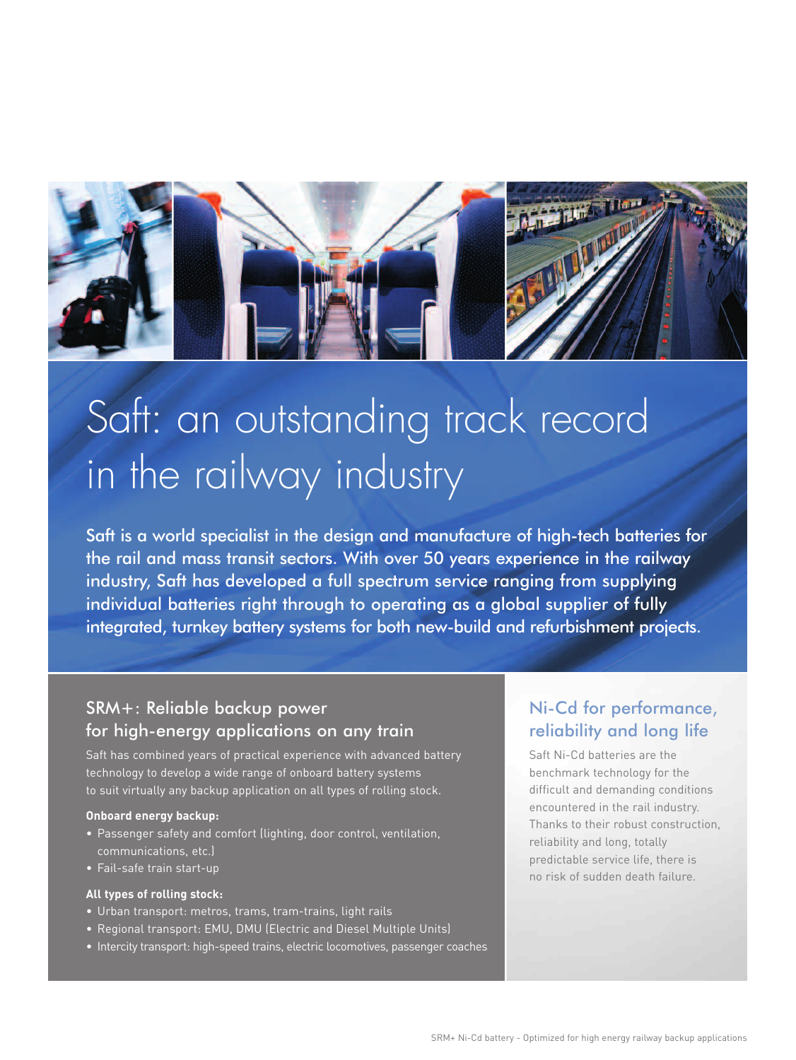# Saft: an outstanding track record in the railway industry

Saft is a world specialist in the design and manufacture of high-tech batteries for the rail and mass transit sectors. With over 50 years experience in the railway industry, Saft has developed a full spectrum service ranging from supplying individual batteries right through to operating as a global supplier of fully integrated, turnkey battery systems for both new-build and refurbishment projects.

## SRM+: Reliable backup power for high-energy applications on any train

Saft has combined years of practical experience with advanced battery technology to develop a wide range of onboard battery systems to suit virtually any backup application on all types of rolling stock.

**Onboard energy backup:**

- Passenger safety and comfort (lighting, door control, ventilation, communications, etc.)
- Fail-safe train start-up

**All types of rolling stock:**

- Urban transport: metros, trams, tram-trains, light rails
- Regional transport: EMU, DMU (Electric and Diesel Multiple Units)
- Intercity transport: high-speed trains, electric locomotives, passenger coaches

## Ni-Cd for performance, reliability and long life

Saft Ni-Cd batteries are the benchmark technology for the difficult and demanding conditions encountered in the rail industry. Thanks to their robust construction, reliability and long, totally predictable service life, there is no risk of sudden death failure.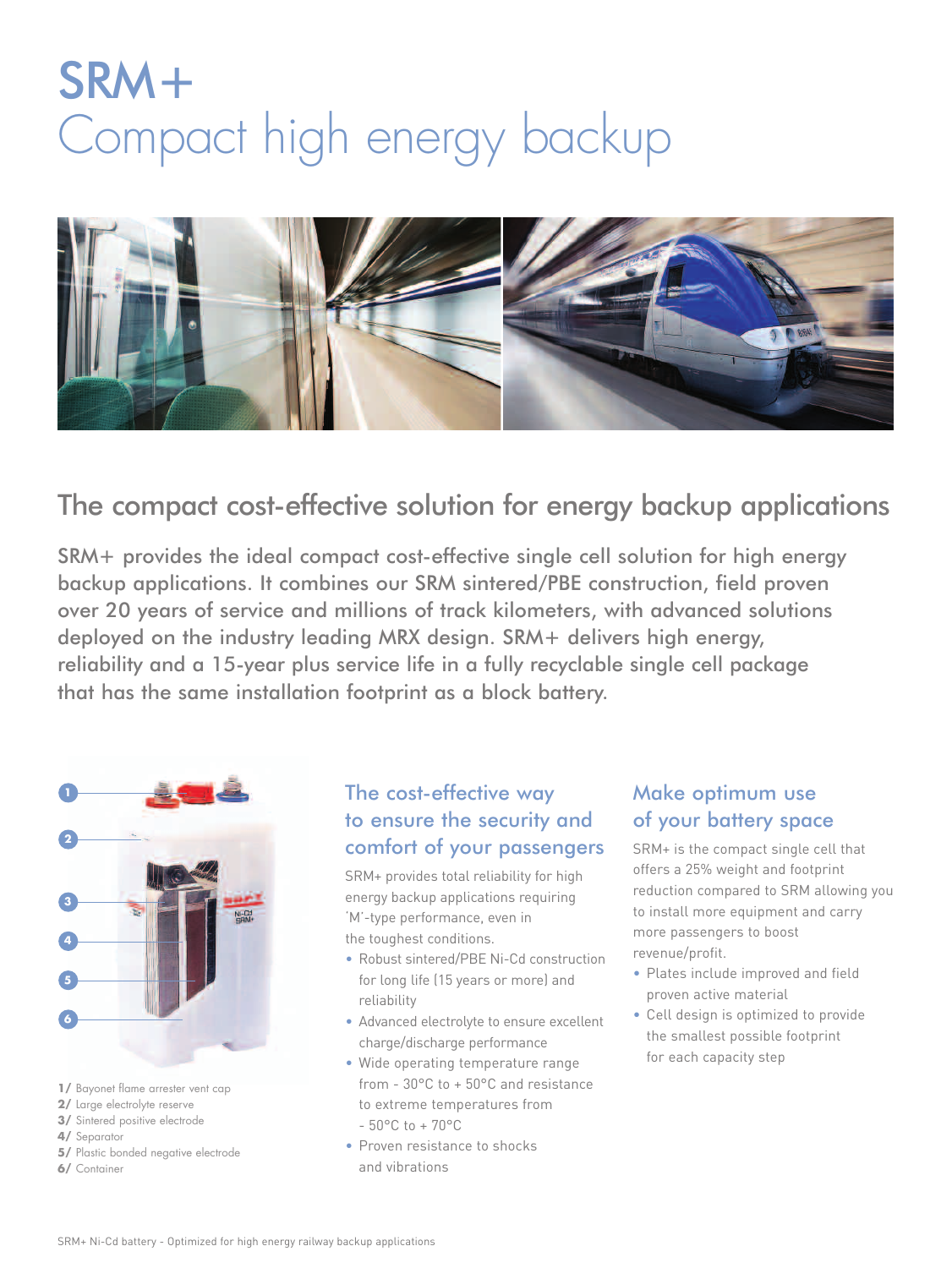# SRM+
# Compact high energy backup

## The compact cost-effective solution for energy backup applications

SRM+ provides the ideal compact cost-effective single cell solution for high energy backup applications. It combines our SRM sintered/PBE construction, field proven over 20 years of service and millions of track kilometers, with advanced solutions deployed on the industry leading MRX design. SRM+ delivers high energy, reliability and a 15-year plus service life in a fully recyclable single cell package that has the same installation footprint as a block battery.

1/ Bayonet flame arrester vent cap
2/ Large electrolyte reserve
3/ Sintered positive electrode
4/ Separator
5/ Plastic bonded negative electrode
6/ Container

### The cost-effective way to ensure the security and comfort of your passengers

SRM+ provides total reliability for high energy backup applications requiring 'M'-type performance, even in the toughest conditions.

- Robust sintered/PBE Ni-Cd construction for long life (15 years or more) and reliability
- Advanced electrolyte to ensure excellent charge/discharge performance
- Wide operating temperature range from - 30°C to + 50°C and resistance to extreme temperatures from - 50°C to + 70°C
- Proven resistance to shocks and vibrations

### Make optimum use of your battery space

SRM+ is the compact single cell that offers a 25% weight and footprint reduction compared to SRM allowing you to install more equipment and carry more passengers to boost revenue/profit.

- Plates include improved and field proven active material
- Cell design is optimized to provide the smallest possible footprint for each capacity step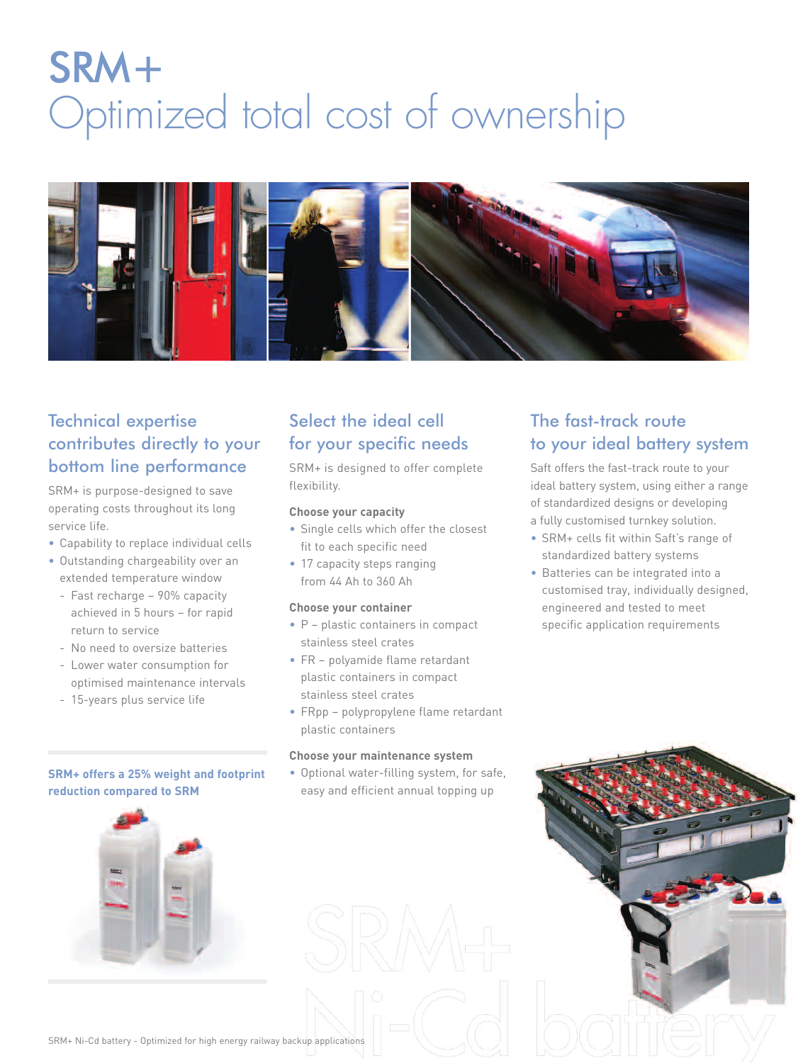# SRM+

## Optimized total cost of ownership

### Technical expertise contributes directly to your bottom line performance

SRM+ is purpose-designed to save operating costs throughout its long service life.

- Capability to replace individual cells
- Outstanding chargeability over an extended temperature window
  - Fast recharge – 90% capacity achieved in 5 hours – for rapid return to service
  - No need to oversize batteries
  - Lower water consumption for optimised maintenance intervals
  - 15-years plus service life

**SRM+ offers a 25% weight and footprint reduction compared to SRM**

### Select the ideal cell for your specific needs

SRM+ is designed to offer complete flexibility.

**Choose your capacity**

- Single cells which offer the closest fit to each specific need
- 17 capacity steps ranging from 44 Ah to 360 Ah

**Choose your container**

- P – plastic containers in compact stainless steel crates
- FR – polyamide flame retardant plastic containers in compact stainless steel crates
- FRpp – polypropylene flame retardant plastic containers

**Choose your maintenance system**

- Optional water-filling system, for safe, easy and efficient annual topping up

### The fast-track route to your ideal battery system

Saft offers the fast-track route to your ideal battery system, using either a range of standardized designs or developing a fully customised turnkey solution.

- SRM+ cells fit within Saft's range of standardized battery systems
- Batteries can be integrated into a customised tray, individually designed, engineered and tested to meet specific application requirements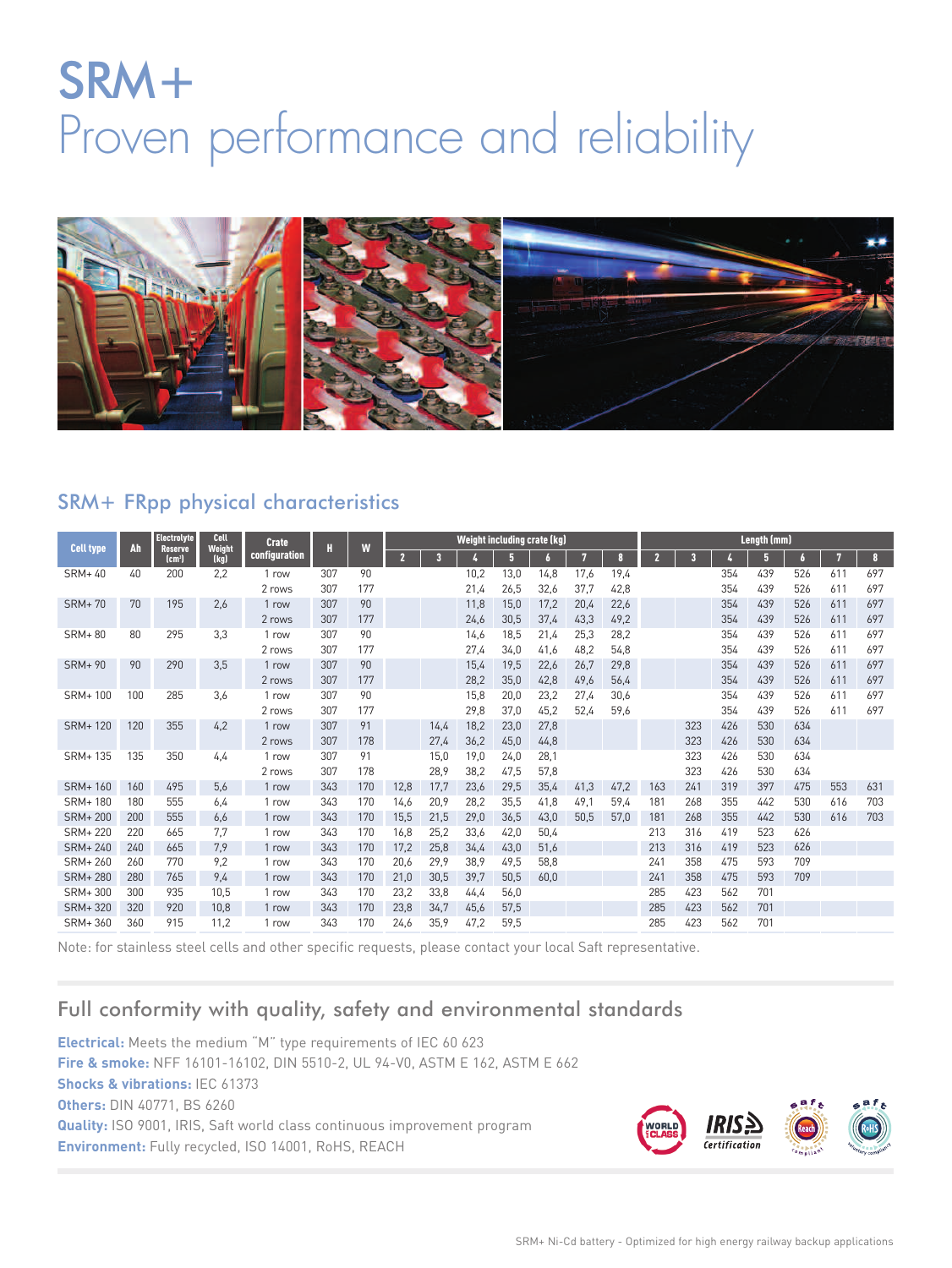# SRM+

Proven performance and reliability

## SRM+ FRpp physical characteristics

| Cell type | Ah | Electrolyte Reserve (cm³) | Cell Weight (kg) | Crate configuration | H | W | Weight including crate (kg) | | | | | | | Length (mm) | | | | | | |
|---|---|---|---|---|---|---|---|---|---|---|---|---|---|---|---|---|---|---|---|---|
| | | | | | | | 2 | 3 | 4 | 5 | 6 | 7 | 8 | 2 | 3 | 4 | 5 | 6 | 7 | 8 |
| SRM+ 40 | 40 | 200 | 2,2 | 1 row | 307 | 90 | | | 10,2 | 13,0 | 14,8 | 17,6 | 19,4 | | | 354 | 439 | 526 | 611 | 697 |
| | | | | 2 rows | 307 | 177 | | | 21,4 | 26,5 | 32,6 | 37,7 | 42,8 | | | 354 | 439 | 526 | 611 | 697 |
| SRM+ 70 | 70 | 195 | 2,6 | 1 row | 307 | 90 | | | 11,8 | 15,0 | 17,2 | 20,4 | 22,6 | | | 354 | 439 | 526 | 611 | 697 |
| | | | | 2 rows | 307 | 177 | | | 24,6 | 30,5 | 37,4 | 43,3 | 49,2 | | | 354 | 439 | 526 | 611 | 697 |
| SRM+ 80 | 80 | 295 | 3,3 | 1 row | 307 | 90 | | | 14,6 | 18,5 | 21,4 | 25,3 | 28,2 | | | 354 | 439 | 526 | 611 | 697 |
| | | | | 2 rows | 307 | 177 | | | 27,4 | 34,0 | 41,6 | 48,2 | 54,8 | | | 354 | 439 | 526 | 611 | 697 |
| SRM+ 90 | 90 | 290 | 3,5 | 1 row | 307 | 90 | | | 15,4 | 19,5 | 22,6 | 26,7 | 29,8 | | | 354 | 439 | 526 | 611 | 697 |
| | | | | 2 rows | 307 | 177 | | | 28,2 | 35,0 | 42,8 | 49,6 | 56,4 | | | 354 | 439 | 526 | 611 | 697 |
| SRM+ 100 | 100 | 285 | 3,6 | 1 row | 307 | 90 | | | 15,8 | 20,0 | 23,2 | 27,4 | 30,6 | | | 354 | 439 | 526 | 611 | 697 |
| | | | | 2 rows | 307 | 177 | | | 29,8 | 37,0 | 45,2 | 52,4 | 59,6 | | | 354 | 439 | 526 | 611 | 697 |
| SRM+ 120 | 120 | 355 | 4,2 | 1 row | 307 | 91 | | 14,4 | 18,2 | 23,0 | 27,8 | | | | 323 | 426 | 530 | 634 | | |
| | | | | 2 rows | 307 | 178 | | 27,4 | 36,2 | 45,0 | 44,8 | | | | 323 | 426 | 530 | 634 | | |
| SRM+ 135 | 135 | 350 | 4,4 | 1 row | 307 | 91 | | 15,0 | 19,0 | 24,0 | 28,1 | | | | 323 | 426 | 530 | 634 | | |
| | | | | 2 rows | 307 | 178 | | 28,9 | 38,2 | 47,5 | 57,8 | | | | 323 | 426 | 530 | 634 | | |
| SRM+ 160 | 160 | 495 | 5,6 | 1 row | 343 | 170 | 12,8 | 17,7 | 23,6 | 29,5 | 35,4 | 41,3 | 47,2 | 163 | 241 | 319 | 397 | 475 | 553 | 631 |
| SRM+ 180 | 180 | 555 | 6,4 | 1 row | 343 | 170 | 14,6 | 20,9 | 28,2 | 35,5 | 41,8 | 49,1 | 59,4 | 181 | 268 | 355 | 442 | 530 | 616 | 703 |
| SRM+ 200 | 200 | 555 | 6,6 | 1 row | 343 | 170 | 15,5 | 21,5 | 29,0 | 36,5 | 43,0 | 50,5 | 57,0 | 181 | 268 | 355 | 442 | 530 | 616 | 703 |
| SRM+ 220 | 220 | 665 | 7,7 | 1 row | 343 | 170 | 16,8 | 25,2 | 33,6 | 42,0 | 50,4 | | | 213 | 316 | 419 | 523 | 626 | | |
| SRM+ 240 | 240 | 665 | 7,9 | 1 row | 343 | 170 | 17,2 | 25,8 | 34,4 | 43,0 | 51,6 | | | 213 | 316 | 419 | 523 | 626 | | |
| SRM+ 260 | 260 | 770 | 9,2 | 1 row | 343 | 170 | 20,6 | 29,9 | 38,9 | 49,5 | 58,8 | | | 241 | 358 | 475 | 593 | 709 | | |
| SRM+ 280 | 280 | 765 | 9,4 | 1 row | 343 | 170 | 21,0 | 30,5 | 39,7 | 50,5 | 60,0 | | | 241 | 358 | 475 | 593 | 709 | | |
| SRM+ 300 | 300 | 935 | 10,5 | 1 row | 343 | 170 | 23,2 | 33,8 | 44,4 | 56,0 | | | | 285 | 423 | 562 | 701 | | | |
| SRM+ 320 | 320 | 920 | 10,8 | 1 row | 343 | 170 | 23,8 | 34,7 | 45,6 | 57,5 | | | | 285 | 423 | 562 | 701 | | | |
| SRM+ 360 | 360 | 915 | 11,2 | 1 row | 343 | 170 | 24,6 | 35,9 | 47,2 | 59,5 | | | | 285 | 423 | 562 | 701 | | | |

Note: for stainless steel cells and other specific requests, please contact your local Saft representative.

## Full conformity with quality, safety and environmental standards

**Electrical:** Meets the medium "M" type requirements of IEC 60 623

**Fire & smoke:** NFF 16101-16102, DIN 5510-2, UL 94-V0, ASTM E 162, ASTM E 662

**Shocks & vibrations:** IEC 61373

**Others:** DIN 40771, BS 6260

**Quality:** ISO 9001, IRIS, Saft world class continuous improvement program

**Environment:** Fully recycled, ISO 14001, RoHS, REACH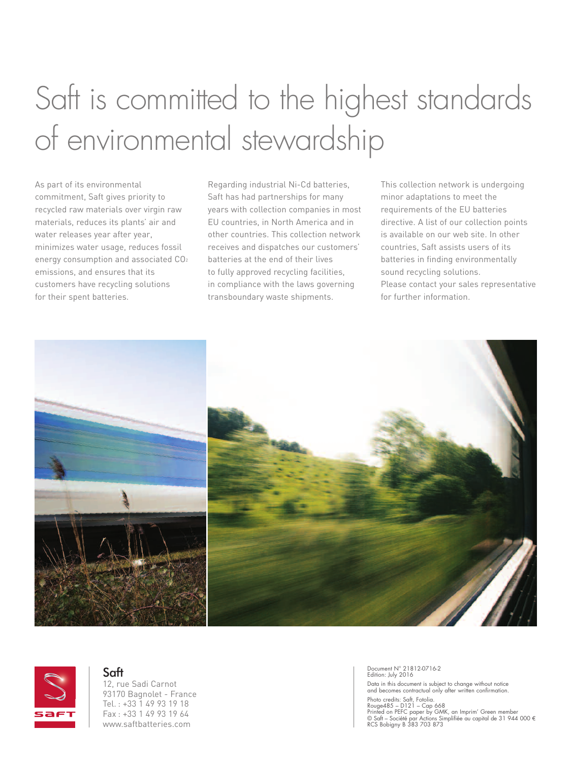# Saft is committed to the highest standards of environmental stewardship

As part of its environmental commitment, Saft gives priority to recycled raw materials over virgin raw materials, reduces its plants' air and water releases year after year, minimizes water usage, reduces fossil energy consumption and associated $CO_2$ emissions, and ensures that its customers have recycling solutions for their spent batteries.

Regarding industrial Ni-Cd batteries, Saft has had partnerships for many years with collection companies in most EU countries, in North America and in other countries. This collection network receives and dispatches our customers' batteries at the end of their lives to fully approved recycling facilities, in compliance with the laws governing transboundary waste shipments.

This collection network is undergoing minor adaptations to meet the requirements of the EU batteries directive. A list of our collection points is available on our web site. In other countries, Saft assists users of its batteries in finding environmentally sound recycling solutions.
Please contact your sales representative for further information.

**Saft**
12, rue Sadi Carnot
93170 Bagnolet - France
Tel. : +33 1 49 93 19 18
Fax : +33 1 49 93 19 64
www.saftbatteries.com

Document N° 21812-0716-2
Edition: July 2016

Data in this document is subject to change without notice and becomes contractual only after written confirmation.

Photo credits: Saft, Fotolia.
Rouge485 – D121 – Cap 668
Printed on PEFC paper by GMK, an Imprim' Green member
© Saft – Société par Actions Simplifiée au capital de 31 944 000 €
RCS Bobigny B 383 703 873